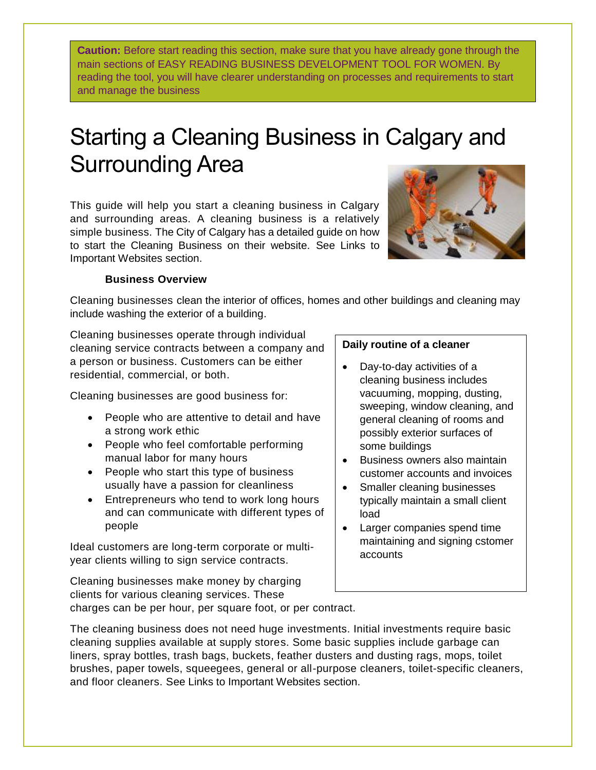**Caution:** Before start reading this section, make sure that you have already gone through the main sections of EASY READING BUSINESS DEVELOPMENT TOOL FOR WOMEN. By reading the tool, you will have clearer understanding on processes and requirements to start and manage the business

# Starting a Cleaning Business in Calgary and Surrounding Area

This guide will help you start a cleaning business in Calgary and surrounding areas. A cleaning business is a relatively simple business. The City of Calgary has a detailed guide on how to start the Cleaning Business on their website. See Links to Important Websites section.

**Business Overview**

Cleaning businesses clean the interior of offices, homes and other buildings and cleaning may include washing the exterior of a building.

Cleaning businesses operate through individual cleaning service contracts between a company and a person or business. Customers can be either residential, commercial, or both.

Cleaning businesses are good business for:

- People who are attentive to detail and have a strong work ethic
- People who feel comfortable performing manual labor for many hours
- People who start this type of business usually have a passion for cleanliness
- Entrepreneurs who tend to work long hours and can communicate with different types of people

Ideal customers are long-term corporate or multi-year clients willing to sign service contracts.

Cleaning businesses make money by charging clients for various cleaning services. These charges can be per hour, per square foot, or per contract.

**Daily routine of a cleaner**

- Day-to-day activities of a cleaning business includes vacuuming, mopping, dusting, sweeping, window cleaning, and general cleaning of rooms and possibly exterior surfaces of some buildings
- Business owners also maintain customer accounts and invoices
- Smaller cleaning businesses typically maintain a small client load
- Larger companies spend time maintaining and signing cstomer accounts

The cleaning business does not need huge investments. Initial investments require basic cleaning supplies available at supply stores. Some basic supplies include garbage can liners, spray bottles, trash bags, buckets, feather dusters and dusting rags, mops, toilet brushes, paper towels, squeegees, general or all-purpose cleaners, toilet-specific cleaners, and floor cleaners. See Links to Important Websites section.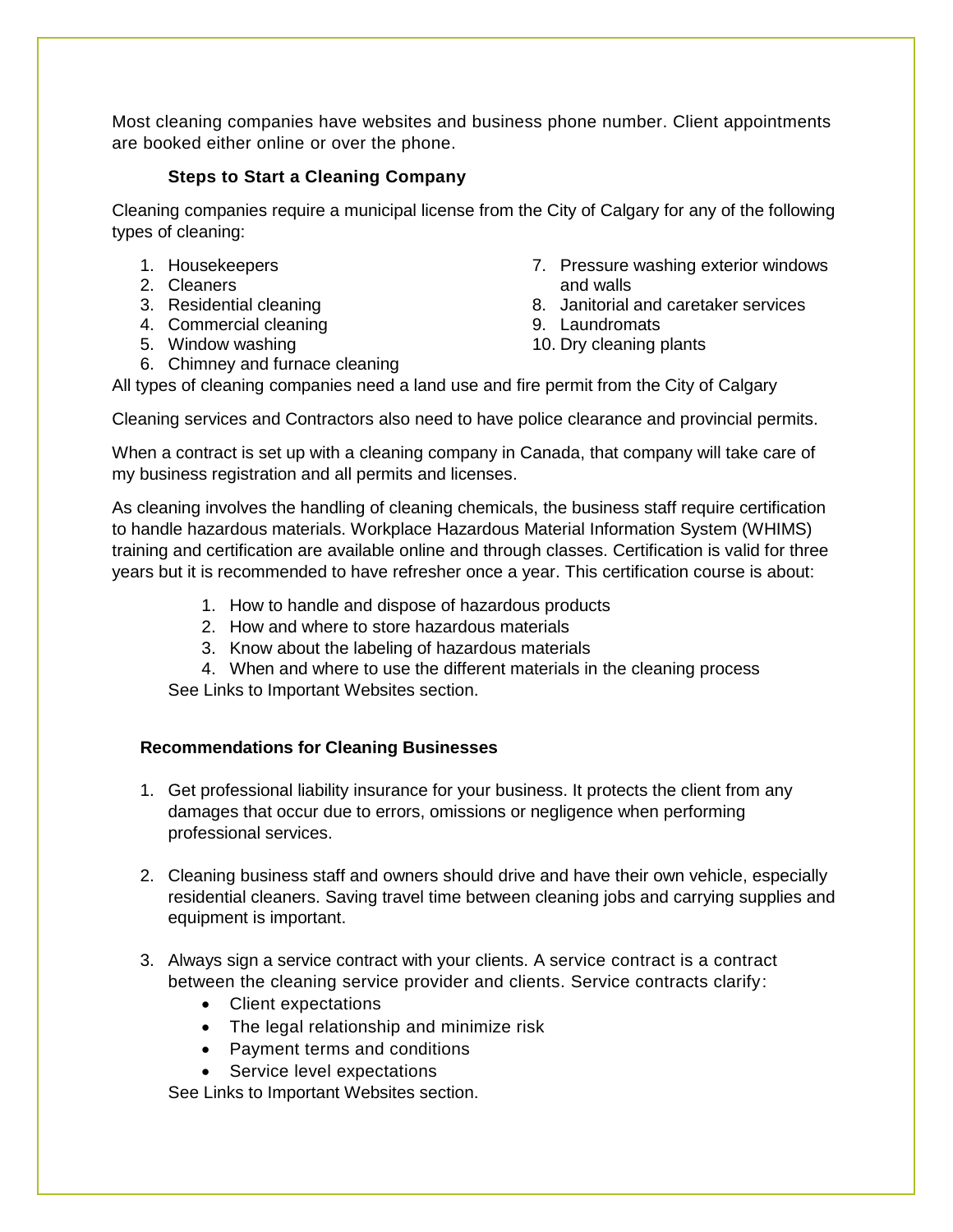Most cleaning companies have websites and business phone number. Client appointments are booked either online or over the phone.

### Steps to Start a Cleaning Company

Cleaning companies require a municipal license from the City of Calgary for any of the following types of cleaning:

1. Housekeepers
2. Cleaners
3. Residential cleaning
4. Commercial cleaning
5. Window washing
6. Chimney and furnace cleaning
7. Pressure washing exterior windows and walls
8. Janitorial and caretaker services
9. Laundromats
10. Dry cleaning plants

All types of cleaning companies need a land use and fire permit from the City of Calgary

Cleaning services and Contractors also need to have police clearance and provincial permits.

When a contract is set up with a cleaning company in Canada, that company will take care of my business registration and all permits and licenses.

As cleaning involves the handling of cleaning chemicals, the business staff require certification to handle hazardous materials. Workplace Hazardous Material Information System (WHIMS) training and certification are available online and through classes. Certification is valid for three years but it is recommended to have refresher once a year. This certification course is about:

1. How to handle and dispose of hazardous products
2. How and where to store hazardous materials
3. Know about the labeling of hazardous materials
4. When and where to use the different materials in the cleaning process

See Links to Important Websites section.

### Recommendations for Cleaning Businesses

1. Get professional liability insurance for your business. It protects the client from any damages that occur due to errors, omissions or negligence when performing professional services.

2. Cleaning business staff and owners should drive and have their own vehicle, especially residential cleaners. Saving travel time between cleaning jobs and carrying supplies and equipment is important.

3. Always sign a service contract with your clients. A service contract is a contract between the cleaning service provider and clients. Service contracts clarify:
   - Client expectations
   - The legal relationship and minimize risk
   - Payment terms and conditions
   - Service level expectations

   See Links to Important Websites section.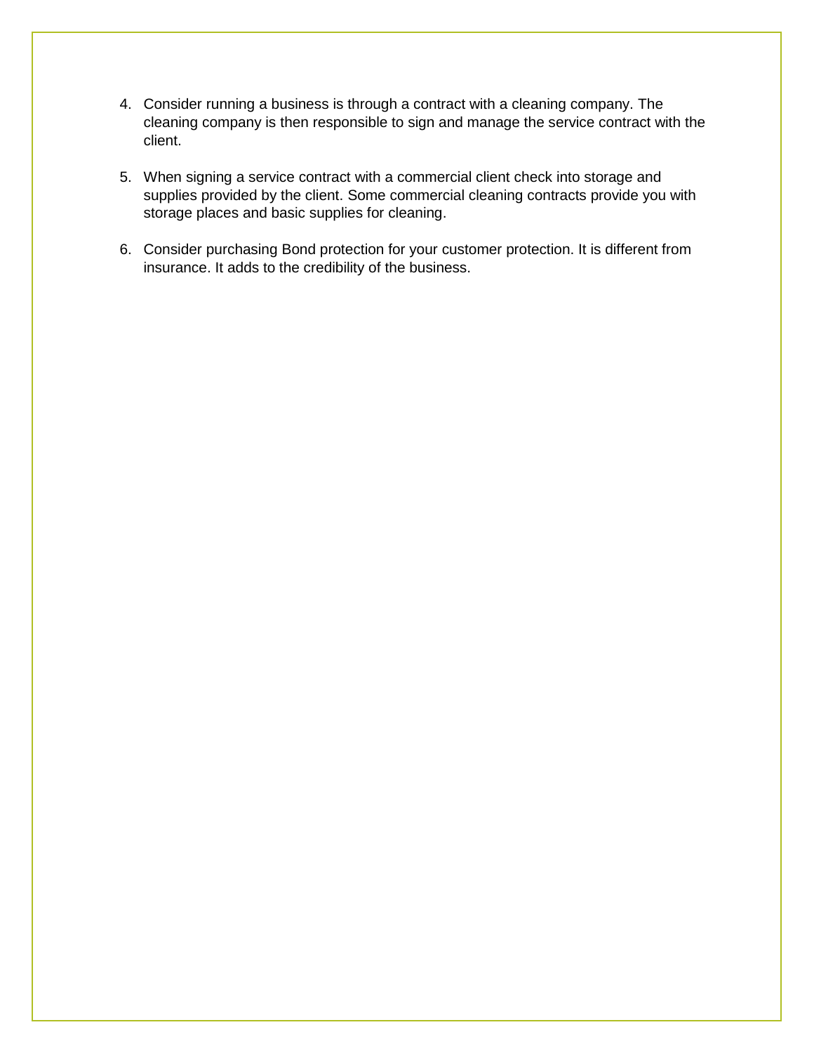4. Consider running a business is through a contract with a cleaning company. The cleaning company is then responsible to sign and manage the service contract with the client.

5. When signing a service contract with a commercial client check into storage and supplies provided by the client. Some commercial cleaning contracts provide you with storage places and basic supplies for cleaning.

6. Consider purchasing Bond protection for your customer protection. It is different from insurance. It adds to the credibility of the business.